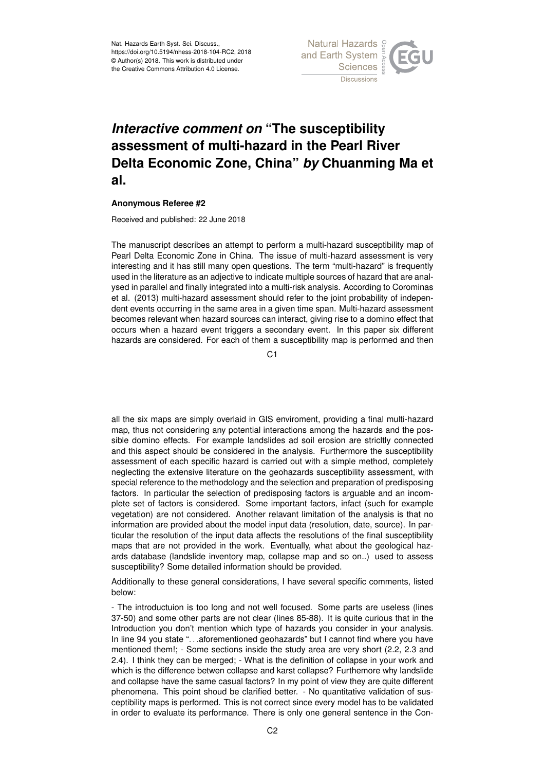# *Interactive comment on* "The susceptibility assessment of multi-hazard in the Pearl River Delta Economic Zone, China" *by* Chuanming Ma et al.

### Anonymous Referee #2

Received and published: 22 June 2018

The manuscript describes an attempt to perform a multi-hazard susceptibility map of Pearl Delta Economic Zone in China. The issue of multi-hazard assessment is very interesting and it has still many open questions. The term "multi-hazard" is frequently used in the literature as an adjective to indicate multiple sources of hazard that are analysed in parallel and finally integrated into a multi-risk analysis. According to Corominas et al. (2013) multi-hazard assessment should refer to the joint probability of independent events occurring in the same area in a given time span. Multi-hazard assessment becomes relevant when hazard sources can interact, giving rise to a domino effect that occurs when a hazard event triggers a secondary event. In this paper six different hazards are considered. For each of them a susceptibility map is performed and then all the six maps are simply overlaid in GIS enviroment, providing a final multi-hazard map, thus not considering any potential interactions among the hazards and the possible domino effects. For example landslides ad soil erosion are stricltly connected and this aspect should be considered in the analysis. Furthermore the susceptibility assessment of each specific hazard is carried out with a simple method, completely neglecting the extensive literature on the geohazards susceptibility assessment, with special reference to the methodology and the selection and preparation of predisposing factors. In particular the selection of predisposing factors is arguable and an incomplete set of factors is considered. Some important factors, infact (such for example vegetation) are not considered. Another relavant limitation of the analysis is that no information are provided about the model input data (resolution, date, source). In particular the resolution of the input data affects the resolutions of the final susceptibility maps that are not provided in the work. Eventually, what about the geological hazards database (landslide inventory map, collapse map and so on..) used to assess susceptibility? Some detailed information should be provided.

Additionally to these general considerations, I have several specific comments, listed below:

- The introductuion is too long and not well focused. Some parts are useless (lines 37-50) and some other parts are not clear (lines 85-88). It is quite curious that in the Introduction you don't mention which type of hazards you consider in your analysis. In line 94 you state "...aforementioned geohazards" but I cannot find where you have mentioned them!; - Some sections inside the study area are very short (2.2, 2.3 and 2.4). I think they can be merged; - What is the definition of collapse in your work and which is the difference betwen collapse and karst collapse? Furthemore why landslide and collapse have the same casual factors? In my point of view they are quite different phenomena. This point shoud be clarified better. - No quantitative validation of susceptibility maps is performed. This is not correct since every model has to be validated in order to evaluate its performance. There is only one general sentence in the Con-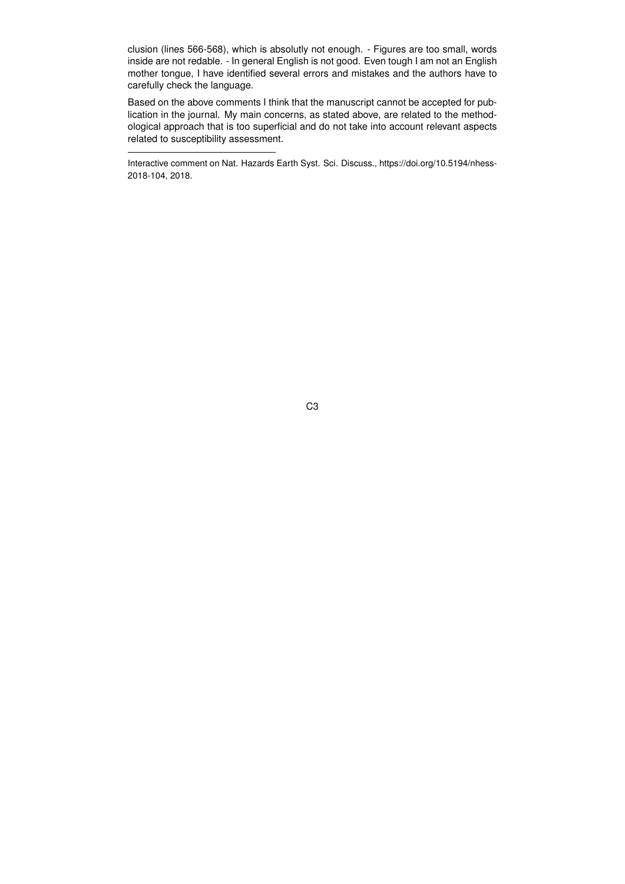clusion (lines 566-568), which is absolutly not enough. - Figures are too small, words inside are not redable. - In general English is not good. Even tough I am not an English mother tongue, I have identified several errors and mistakes and the authors have to carefully check the language.

Based on the above comments I think that the manuscript cannot be accepted for publication in the journal. My main concerns, as stated above, are related to the methodological approach that is too superficial and do not take into account relevant aspects related to susceptibility assessment.

---

Interactive comment on Nat. Hazards Earth Syst. Sci. Discuss., https://doi.org/10.5194/nhess-2018-104, 2018.